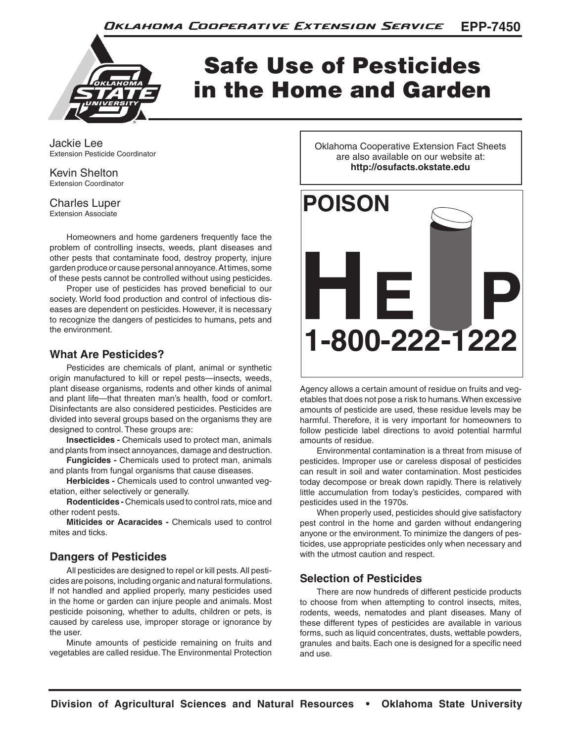EPP-7450

# Safe Use of Pesticides in the Home and Garden

Jackie Lee
Extension Pesticide Coordinator

Kevin Shelton
Extension Coordinator

Charles Luper
Extension Associate

Oklahoma Cooperative Extension Fact Sheets are also available on our website at: **http://osufacts.okstate.edu**

Homeowners and home gardeners frequently face the problem of controlling insects, weeds, plant diseases and other pests that contaminate food, destroy property, injure garden produce or cause personal annoyance. At times, some of these pests cannot be controlled without using pesticides.

Proper use of pesticides has proved beneficial to our society. World food production and control of infectious diseases are dependent on pesticides. However, it is necessary to recognize the dangers of pesticides to humans, pets and the environment.

## What Are Pesticides?

Pesticides are chemicals of plant, animal or synthetic origin manufactured to kill or repel pests—insects, weeds, plant disease organisms, rodents and other kinds of animal and plant life—that threaten man's health, food or comfort. Disinfectants are also considered pesticides. Pesticides are divided into several groups based on the organisms they are designed to control. These groups are:

**Insecticides -** Chemicals used to protect man, animals and plants from insect annoyances, damage and destruction.

**Fungicides -** Chemicals used to protect man, animals and plants from fungal organisms that cause diseases.

**Herbicides -** Chemicals used to control unwanted vegetation, either selectively or generally.

**Rodenticides -** Chemicals used to control rats, mice and other rodent pests.

**Miticides or Acaracides -** Chemicals used to control mites and ticks.

## Dangers of Pesticides

All pesticides are designed to repel or kill pests. All pesticides are poisons, including organic and natural formulations. If not handled and applied properly, many pesticides used in the home or garden can injure people and animals. Most pesticide poisoning, whether to adults, children or pets, is caused by careless use, improper storage or ignorance by the user.

Minute amounts of pesticide remaining on fruits and vegetables are called residue. The Environmental Protection Agency allows a certain amount of residue on fruits and vegetables that does not pose a risk to humans. When excessive amounts of pesticide are used, these residue levels may be harmful. Therefore, it is very important for homeowners to follow pesticide label directions to avoid potential harmful amounts of residue.

POISON HELP 1-800-222-1222

Environmental contamination is a threat from misuse of pesticides. Improper use or careless disposal of pesticides can result in soil and water contamination. Most pesticides today decompose or break down rapidly. There is relatively little accumulation from today's pesticides, compared with pesticides used in the 1970s.

When properly used, pesticides should give satisfactory pest control in the home and garden without endangering anyone or the environment. To minimize the dangers of pesticides, use appropriate pesticides only when necessary and with the utmost caution and respect.

## Selection of Pesticides

There are now hundreds of different pesticide products to choose from when attempting to control insects, mites, rodents, weeds, nematodes and plant diseases. Many of these different types of pesticides are available in various forms, such as liquid concentrates, dusts, wettable powders, granules and baits. Each one is designed for a specific need and use.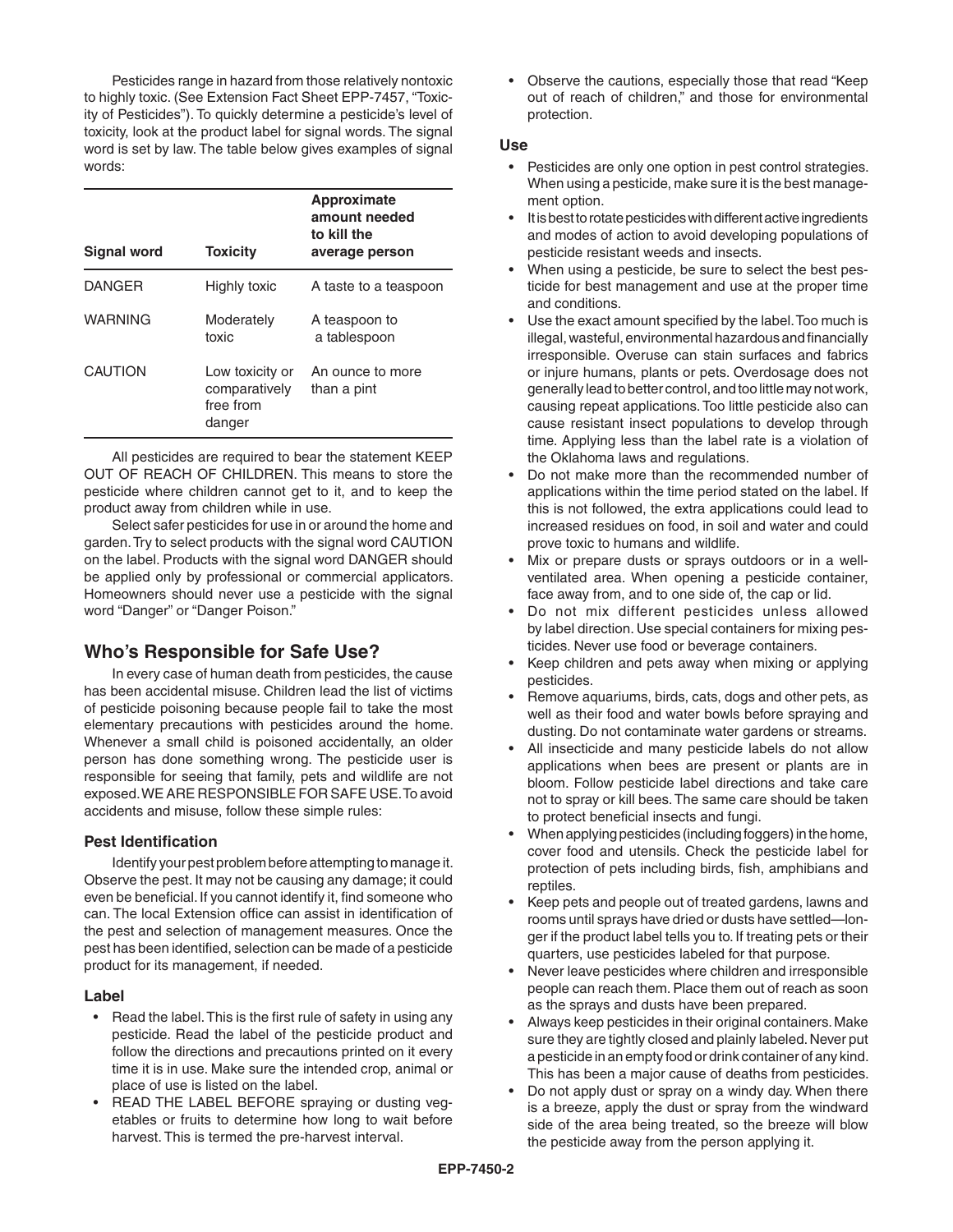Pesticides range in hazard from those relatively nontoxic to highly toxic. (See Extension Fact Sheet EPP-7457, "Toxicity of Pesticides"). To quickly determine a pesticide's level of toxicity, look at the product label for signal words. The signal word is set by law. The table below gives examples of signal words:

| Signal word | Toxicity | Approximate amount needed to kill the average person |
|---|---|---|
| DANGER | Highly toxic | A taste to a teaspoon |
| WARNING | Moderately toxic | A teaspoon to a tablespoon |
| CAUTION | Low toxicity or comparatively free from danger | An ounce to more than a pint |

All pesticides are required to bear the statement KEEP OUT OF REACH OF CHILDREN. This means to store the pesticide where children cannot get to it, and to keep the product away from children while in use.

Select safer pesticides for use in or around the home and garden. Try to select products with the signal word CAUTION on the label. Products with the signal word DANGER should be applied only by professional or commercial applicators. Homeowners should never use a pesticide with the signal word "Danger" or "Danger Poison."

## Who's Responsible for Safe Use?

In every case of human death from pesticides, the cause has been accidental misuse. Children lead the list of victims of pesticide poisoning because people fail to take the most elementary precautions with pesticides around the home. Whenever a small child is poisoned accidentally, an older person has done something wrong. The pesticide user is responsible for seeing that family, pets and wildlife are not exposed. WE ARE RESPONSIBLE FOR SAFE USE. To avoid accidents and misuse, follow these simple rules:

### Pest Identification

Identify your pest problem before attempting to manage it. Observe the pest. It may not be causing any damage; it could even be beneficial. If you cannot identify it, find someone who can. The local Extension office can assist in identification of the pest and selection of management measures. Once the pest has been identified, selection can be made of a pesticide product for its management, if needed.

### Label

- Read the label. This is the first rule of safety in using any pesticide. Read the label of the pesticide product and follow the directions and precautions printed on it every time it is in use. Make sure the intended crop, animal or place of use is listed on the label.
- READ THE LABEL BEFORE spraying or dusting vegetables or fruits to determine how long to wait before harvest. This is termed the pre-harvest interval.
- Observe the cautions, especially those that read "Keep out of reach of children," and those for environmental protection.

### Use

- Pesticides are only one option in pest control strategies. When using a pesticide, make sure it is the best management option.
- It is best to rotate pesticides with different active ingredients and modes of action to avoid developing populations of pesticide resistant weeds and insects.
- When using a pesticide, be sure to select the best pesticide for best management and use at the proper time and conditions.
- Use the exact amount specified by the label. Too much is illegal, wasteful, environmental hazardous and financially irresponsible. Overuse can stain surfaces and fabrics or injure humans, plants or pets. Overdosage does not generally lead to better control, and too little may not work, causing repeat applications. Too little pesticide also can cause resistant insect populations to develop through time. Applying less than the label rate is a violation of the Oklahoma laws and regulations.
- Do not make more than the recommended number of applications within the time period stated on the label. If this is not followed, the extra applications could lead to increased residues on food, in soil and water and could prove toxic to humans and wildlife.
- Mix or prepare dusts or sprays outdoors or in a well-ventilated area. When opening a pesticide container, face away from, and to one side of, the cap or lid.
- Do not mix different pesticides unless allowed by label direction. Use special containers for mixing pesticides. Never use food or beverage containers.
- Keep children and pets away when mixing or applying pesticides.
- Remove aquariums, birds, cats, dogs and other pets, as well as their food and water bowls before spraying and dusting. Do not contaminate water gardens or streams.
- All insecticide and many pesticide labels do not allow applications when bees are present or plants are in bloom. Follow pesticide label directions and take care not to spray or kill bees. The same care should be taken to protect beneficial insects and fungi.
- When applying pesticides (including foggers) in the home, cover food and utensils. Check the pesticide label for protection of pets including birds, fish, amphibians and reptiles.
- Keep pets and people out of treated gardens, lawns and rooms until sprays have dried or dusts have settled—longer if the product label tells you to. If treating pets or their quarters, use pesticides labeled for that purpose.
- Never leave pesticides where children and irresponsible people can reach them. Place them out of reach as soon as the sprays and dusts have been prepared.
- Always keep pesticides in their original containers. Make sure they are tightly closed and plainly labeled. Never put a pesticide in an empty food or drink container of any kind. This has been a major cause of deaths from pesticides.
- Do not apply dust or spray on a windy day. When there is a breeze, apply the dust or spray from the windward side of the area being treated, so the breeze will blow the pesticide away from the person applying it.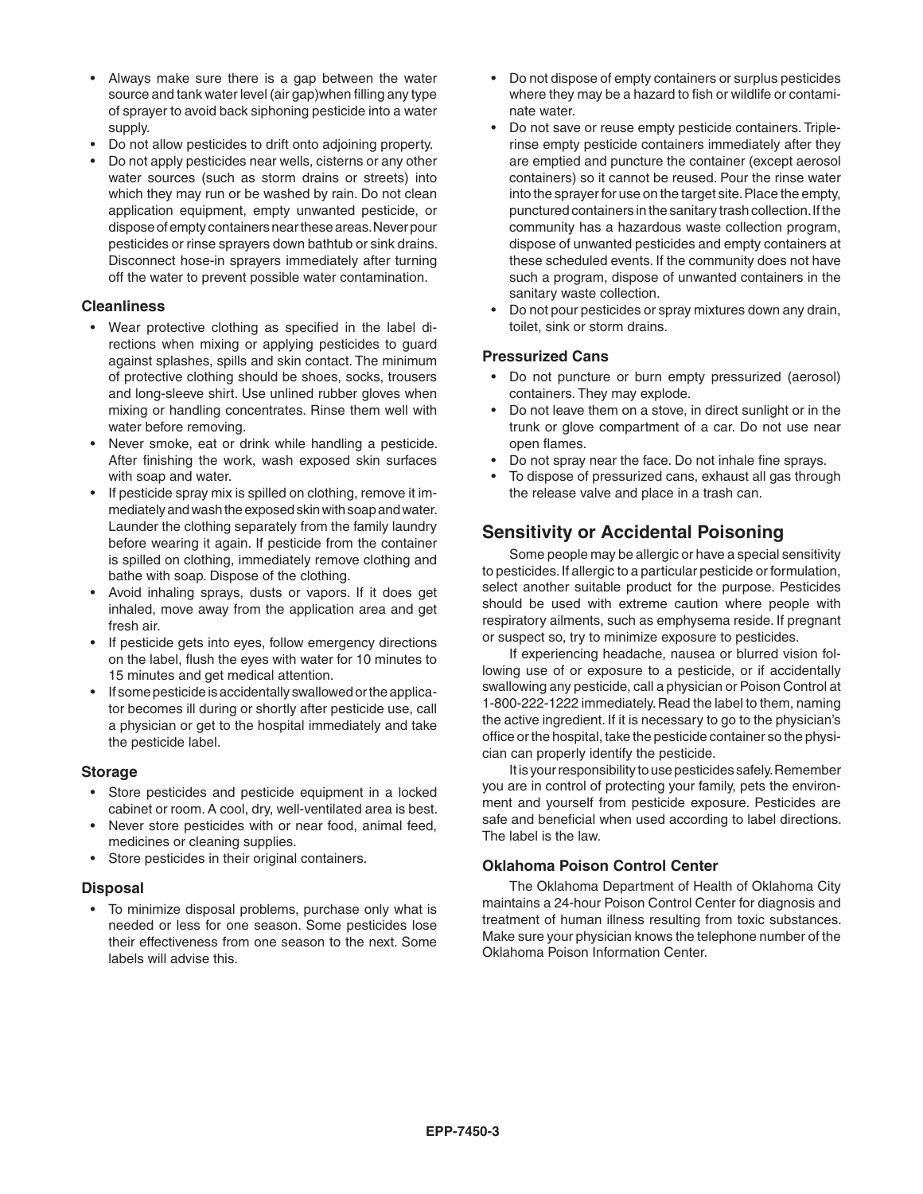- Always make sure there is a gap between the water source and tank water level (air gap)when filling any type of sprayer to avoid back siphoning pesticide into a water supply.
- Do not allow pesticides to drift onto adjoining property.
- Do not apply pesticides near wells, cisterns or any other water sources (such as storm drains or streets) into which they may run or be washed by rain. Do not clean application equipment, empty unwanted pesticide, or dispose of empty containers near these areas. Never pour pesticides or rinse sprayers down bathtub or sink drains. Disconnect hose-in sprayers immediately after turning off the water to prevent possible water contamination.

### Cleanliness

- Wear protective clothing as specified in the label directions when mixing or applying pesticides to guard against splashes, spills and skin contact. The minimum of protective clothing should be shoes, socks, trousers and long-sleeve shirt. Use unlined rubber gloves when mixing or handling concentrates. Rinse them well with water before removing.
- Never smoke, eat or drink while handling a pesticide. After finishing the work, wash exposed skin surfaces with soap and water.
- If pesticide spray mix is spilled on clothing, remove it immediately and wash the exposed skin with soap and water. Launder the clothing separately from the family laundry before wearing it again. If pesticide from the container is spilled on clothing, immediately remove clothing and bathe with soap. Dispose of the clothing.
- Avoid inhaling sprays, dusts or vapors. If it does get inhaled, move away from the application area and get fresh air.
- If pesticide gets into eyes, follow emergency directions on the label, flush the eyes with water for 10 minutes to 15 minutes and get medical attention.
- If some pesticide is accidentally swallowed or the applicator becomes ill during or shortly after pesticide use, call a physician or get to the hospital immediately and take the pesticide label.

### Storage

- Store pesticides and pesticide equipment in a locked cabinet or room. A cool, dry, well-ventilated area is best.
- Never store pesticides with or near food, animal feed, medicines or cleaning supplies.
- Store pesticides in their original containers.

### Disposal

- To minimize disposal problems, purchase only what is needed or less for one season. Some pesticides lose their effectiveness from one season to the next. Some labels will advise this.
- Do not dispose of empty containers or surplus pesticides where they may be a hazard to fish or wildlife or contaminate water.
- Do not save or reuse empty pesticide containers. Triple-rinse empty pesticide containers immediately after they are emptied and puncture the container (except aerosol containers) so it cannot be reused. Pour the rinse water into the sprayer for use on the target site. Place the empty, punctured containers in the sanitary trash collection. If the community has a hazardous waste collection program, dispose of unwanted pesticides and empty containers at these scheduled events. If the community does not have such a program, dispose of unwanted containers in the sanitary waste collection.
- Do not pour pesticides or spray mixtures down any drain, toilet, sink or storm drains.

### Pressurized Cans

- Do not puncture or burn empty pressurized (aerosol) containers. They may explode.
- Do not leave them on a stove, in direct sunlight or in the trunk or glove compartment of a car. Do not use near open flames.
- Do not spray near the face. Do not inhale fine sprays.
- To dispose of pressurized cans, exhaust all gas through the release valve and place in a trash can.

## Sensitivity or Accidental Poisoning

Some people may be allergic or have a special sensitivity to pesticides. If allergic to a particular pesticide or formulation, select another suitable product for the purpose. Pesticides should be used with extreme caution where people with respiratory ailments, such as emphysema reside. If pregnant or suspect so, try to minimize exposure to pesticides.

If experiencing headache, nausea or blurred vision following use of or exposure to a pesticide, or if accidentally swallowing any pesticide, call a physician or Poison Control at 1-800-222-1222 immediately. Read the label to them, naming the active ingredient. If it is necessary to go to the physician's office or the hospital, take the pesticide container so the physician can properly identify the pesticide.

It is your responsibility to use pesticides safely. Remember you are in control of protecting your family, pets the environment and yourself from pesticide exposure. Pesticides are safe and beneficial when used according to label directions. The label is the law.

### Oklahoma Poison Control Center

The Oklahoma Department of Health of Oklahoma City maintains a 24-hour Poison Control Center for diagnosis and treatment of human illness resulting from toxic substances. Make sure your physician knows the telephone number of the Oklahoma Poison Information Center.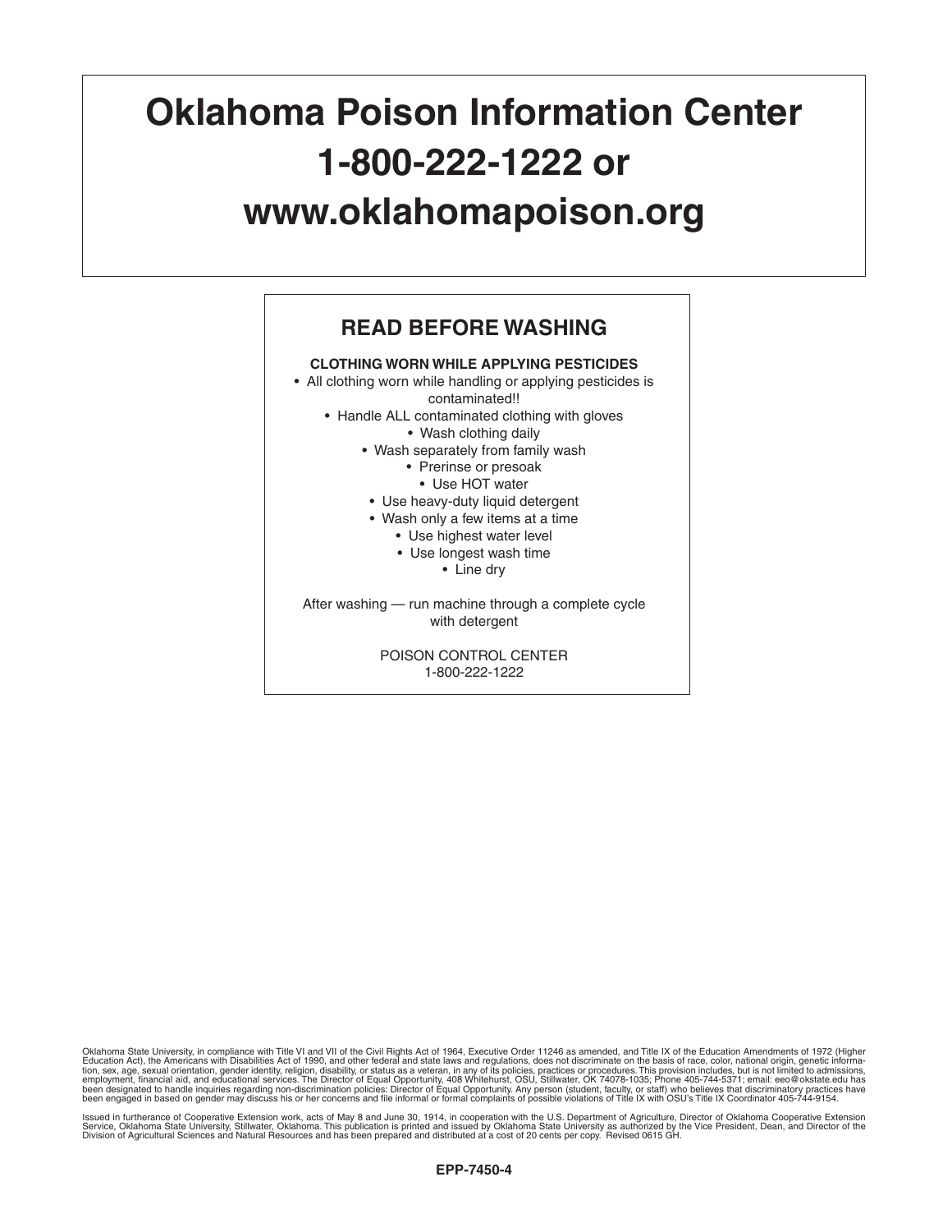# Oklahoma Poison Information Center 1-800-222-1222 or www.oklahomapoison.org

## READ BEFORE WASHING

**CLOTHING WORN WHILE APPLYING PESTICIDES**

- All clothing worn while handling or applying pesticides is contaminated!!
- Handle ALL contaminated clothing with gloves
- Wash clothing daily
- Wash separately from family wash
- Prerinse or presoak
- Use HOT water
- Use heavy-duty liquid detergent
- Wash only a few items at a time
- Use highest water level
- Use longest wash time
- Line dry

After washing — run machine through a complete cycle with detergent

POISON CONTROL CENTER
1-800-222-1222

Oklahoma State University, in compliance with Title VI and VII of the Civil Rights Act of 1964, Executive Order 11246 as amended, and Title IX of the Education Amendments of 1972 (Higher Education Act), the Americans with Disabilities Act of 1990, and other federal and state laws and regulations, does not discriminate on the basis of race, color, national origin, genetic information, sex, age, sexual orientation, gender identity, religion, disability, or status as a veteran, in any of its policies, practices or procedures. This provision includes, but is not limited to admissions, employment, financial aid, and educational services. The Director of Equal Opportunity, 408 Whitehurst, OSU, Stillwater, OK 74078-1035; Phone 405-744-5371; email: eeo@okstate.edu has been designated to handle inquiries regarding non-discrimination policies: Director of Equal Opportunity. Any person (student, faculty, or staff) who believes that discriminatory practices have been engaged in based on gender may discuss his or her concerns and file informal or formal complaints of possible violations of Title IX with OSU's Title IX Coordinator 405-744-9154.

Issued in furtherance of Cooperative Extension work, acts of May 8 and June 30, 1914, in cooperation with the U.S. Department of Agriculture, Director of Oklahoma Cooperative Extension Service, Oklahoma State University, Stillwater, Oklahoma. This publication is printed and issued by Oklahoma State University as authorized by the Vice President, Dean, and Director of the Division of Agricultural Sciences and Natural Resources and has been prepared and distributed at a cost of 20 cents per copy. Revised 0615 GH.

**EPP-7450-4**